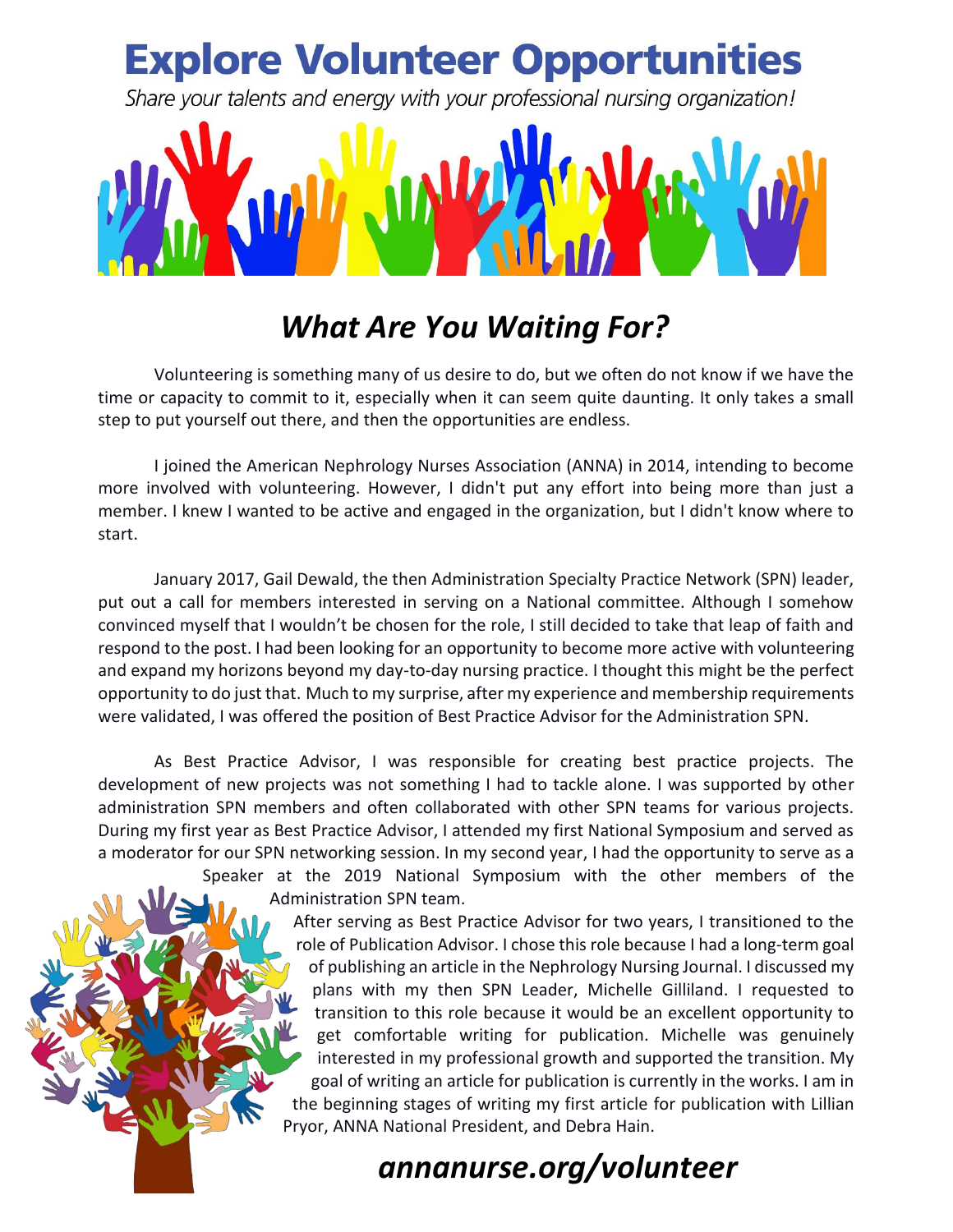# Explore Volunteer Opportunities

*Share your talents and energy with your professional nursing organization!*

## *What Are You Waiting For?*

Volunteering is something many of us desire to do, but we often do not know if we have the time or capacity to commit to it, especially when it can seem quite daunting. It only takes a small step to put yourself out there, and then the opportunities are endless.

I joined the American Nephrology Nurses Association (ANNA) in 2014, intending to become more involved with volunteering. However, I didn't put any effort into being more than just a member. I knew I wanted to be active and engaged in the organization, but I didn't know where to start.

January 2017, Gail Dewald, the then Administration Specialty Practice Network (SPN) leader, put out a call for members interested in serving on a National committee. Although I somehow convinced myself that I wouldn't be chosen for the role, I still decided to take that leap of faith and respond to the post. I had been looking for an opportunity to become more active with volunteering and expand my horizons beyond my day-to-day nursing practice. I thought this might be the perfect opportunity to do just that. Much to my surprise, after my experience and membership requirements were validated, I was offered the position of Best Practice Advisor for the Administration SPN.

As Best Practice Advisor, I was responsible for creating best practice projects. The development of new projects was not something I had to tackle alone. I was supported by other administration SPN members and often collaborated with other SPN teams for various projects. During my first year as Best Practice Advisor, I attended my first National Symposium and served as a moderator for our SPN networking session. In my second year, I had the opportunity to serve as a Speaker at the 2019 National Symposium with the other members of the Administration SPN team.

After serving as Best Practice Advisor for two years, I transitioned to the role of Publication Advisor. I chose this role because I had a long-term goal of publishing an article in the Nephrology Nursing Journal. I discussed my plans with my then SPN Leader, Michelle Gilliland. I requested to transition to this role because it would be an excellent opportunity to get comfortable writing for publication. Michelle was genuinely interested in my professional growth and supported the transition. My goal of writing an article for publication is currently in the works. I am in the beginning stages of writing my first article for publication with Lillian Pryor, ANNA National President, and Debra Hain.

***annanurse.org/volunteer***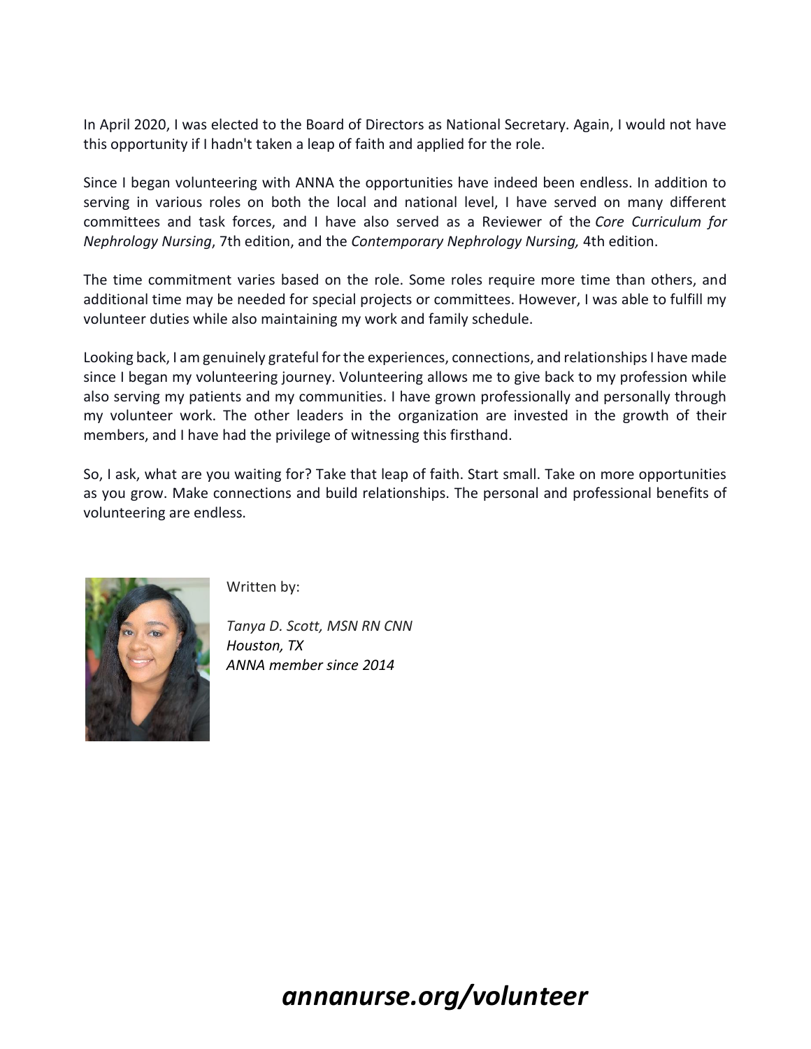In April 2020, I was elected to the Board of Directors as National Secretary. Again, I would not have this opportunity if I hadn't taken a leap of faith and applied for the role.

Since I began volunteering with ANNA the opportunities have indeed been endless. In addition to serving in various roles on both the local and national level, I have served on many different committees and task forces, and I have also served as a Reviewer of the *Core Curriculum for Nephrology Nursing*, 7th edition, and the *Contemporary Nephrology Nursing,* 4th edition.

The time commitment varies based on the role. Some roles require more time than others, and additional time may be needed for special projects or committees. However, I was able to fulfill my volunteer duties while also maintaining my work and family schedule.

Looking back, I am genuinely grateful for the experiences, connections, and relationships I have made since I began my volunteering journey. Volunteering allows me to give back to my profession while also serving my patients and my communities. I have grown professionally and personally through my volunteer work. The other leaders in the organization are invested in the growth of their members, and I have had the privilege of witnessing this firsthand.

So, I ask, what are you waiting for? Take that leap of faith. Start small. Take on more opportunities as you grow. Make connections and build relationships. The personal and professional benefits of volunteering are endless.

Written by:

*Tanya D. Scott, MSN RN CNN*
*Houston, TX*
*ANNA member since 2014*

***annanurse.org/volunteer***